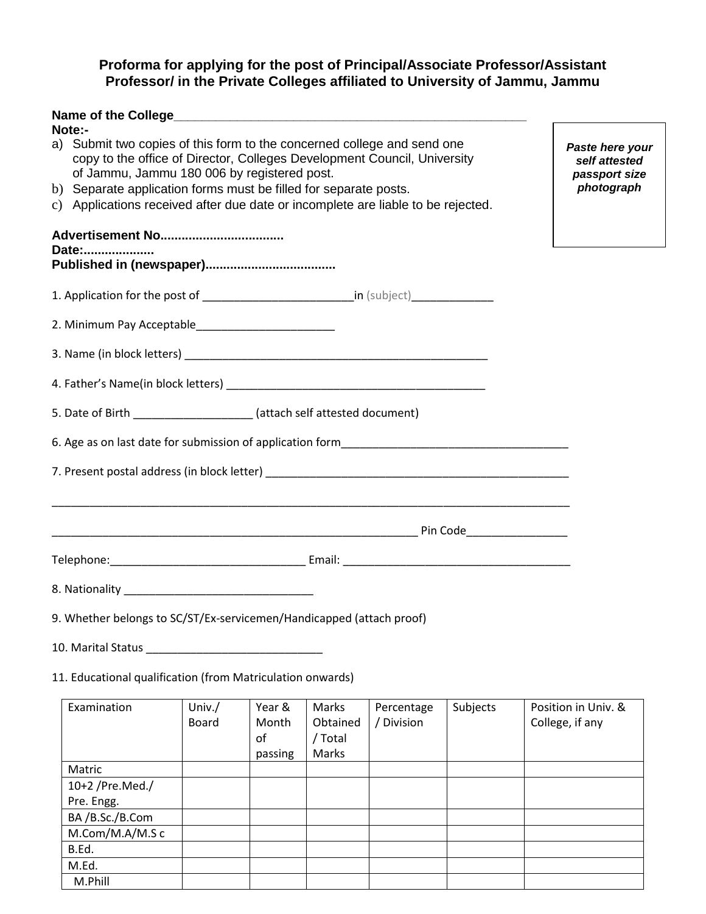# Proforma for applying for the post of Principal/Associate Professor/Assistant Professor/ in the Private Colleges affiliated to University of Jammu, Jammu

**Name of the College**_______________________________________________

**Note:-**

a) Submit two copies of this form to the concerned college and send one copy to the office of Director, Colleges Development Council, University of Jammu, Jammu 180 006 by registered post.
b) Separate application forms must be filled for separate posts.
c) Applications received after due date or incomplete are liable to be rejected.

***Paste here your self attested passport size photograph***

**Advertisement No..................................**
**Date:....................**
**Published in (newspaper)....................................**

1. Application for the post of ________________________in (subject)_____________

2. Minimum Pay Acceptable______________________

3. Name (in block letters) _________________________________________________

4. Father's Name(in block letters) __________________________________________

5. Date of Birth ___________________ (attach self attested document)

6. Age as on last date for submission of application form____________________________________

7. Present postal address (in block letter) ___________________________________________________

_____________________________________________________________________________________

____________________________________________________________ Pin Code________________

Telephone:________________________________ Email: _____________________________________

8. Nationality ______________________________

9. Whether belongs to SC/ST/Ex-servicemen/Handicapped (attach proof)

10. Marital Status ____________________________

11. Educational qualification (from Matriculation onwards)

| Examination | Univ./ Board | Year & Month of passing | Marks Obtained / Total Marks | Percentage / Division | Subjects | Position in Univ. & College, if any |
|---|---|---|---|---|---|---|
| Matric | | | | | | |
| 10+2 /Pre.Med./ Pre. Engg. | | | | | | |
| BA /B.Sc./B.Com | | | | | | |
| M.Com/M.A/M.S c | | | | | | |
| B.Ed. | | | | | | |
| M.Ed. | | | | | | |
| M.Phill | | | | | | |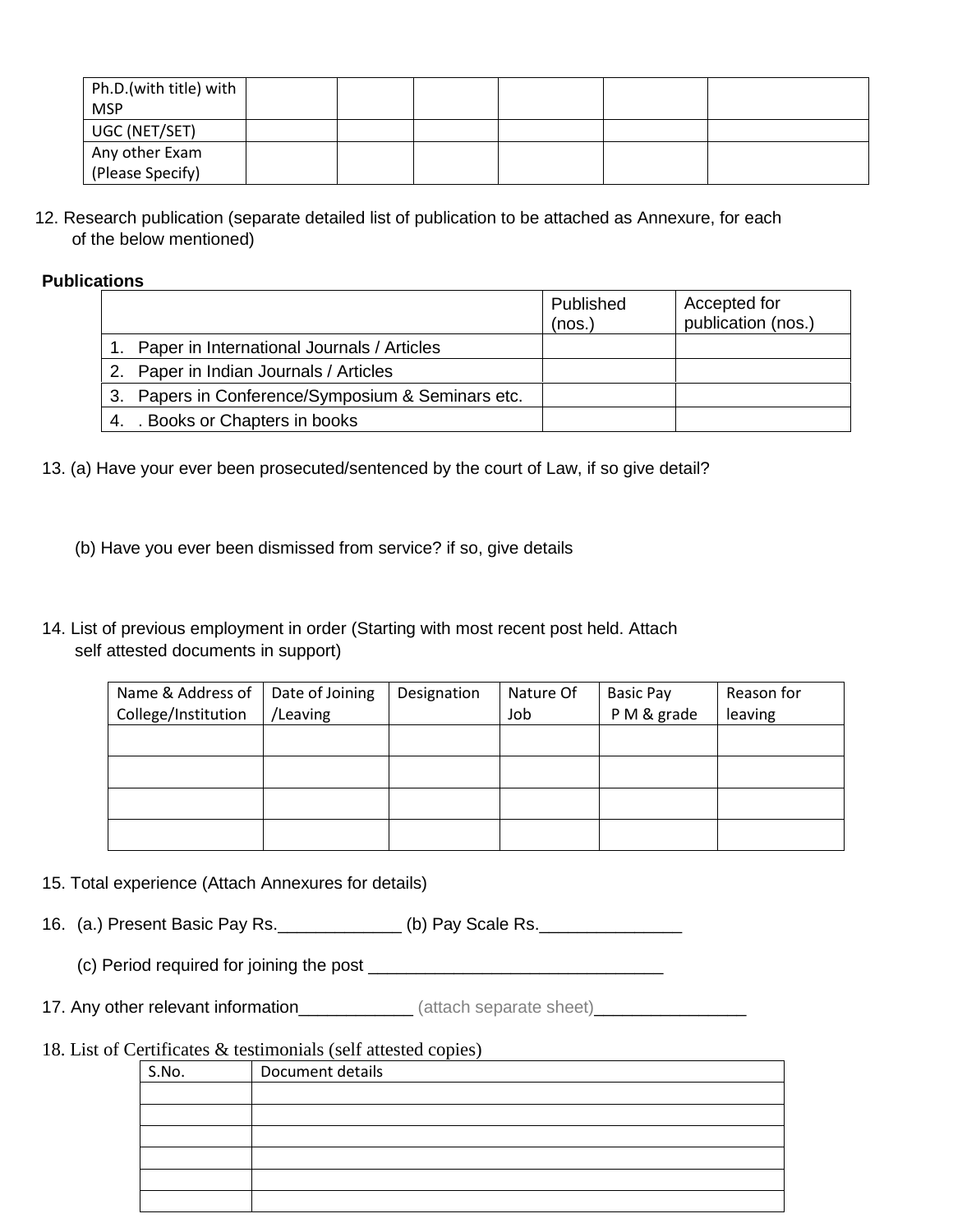| | | | | | | |
|---|---|---|---|---|---|---|
| Ph.D.(with title) with MSP | | | | | | |
| UGC (NET/SET) | | | | | | |
| Any other Exam (Please Specify) | | | | | | |

12. Research publication (separate detailed list of publication to be attached as Annexure, for each of the below mentioned)

**Publications**

| | Published (nos.) | Accepted for publication (nos.) |
|---|---|---|
| 1. Paper in International Journals / Articles | | |
| 2. Paper in Indian Journals / Articles | | |
| 3. Papers in Conference/Symposium & Seminars etc. | | |
| 4. . Books or Chapters in books | | |

13. (a) Have your ever been prosecuted/sentenced by the court of Law, if so give detail?

(b) Have you ever been dismissed from service? if so, give details

14. List of previous employment in order (Starting with most recent post held. Attach self attested documents in support)

| Name & Address of College/Institution | Date of Joining /Leaving | Designation | Nature Of Job | Basic Pay P M & grade | Reason for leaving |
|---|---|---|---|---|---|
| | | | | | |
| | | | | | |
| | | | | | |
| | | | | | |

15. Total experience (Attach Annexures for details)

16. (a.) Present Basic Pay Rs._____________ (b) Pay Scale Rs._______________

(c) Period required for joining the post _______________________________

17. Any other relevant information____________ (attach separate sheet)________________

18. List of Certificates & testimonials (self attested copies)

| S.No. | Document details |
|---|---|
| | |
| | |
| | |
| | |
| | |
| | |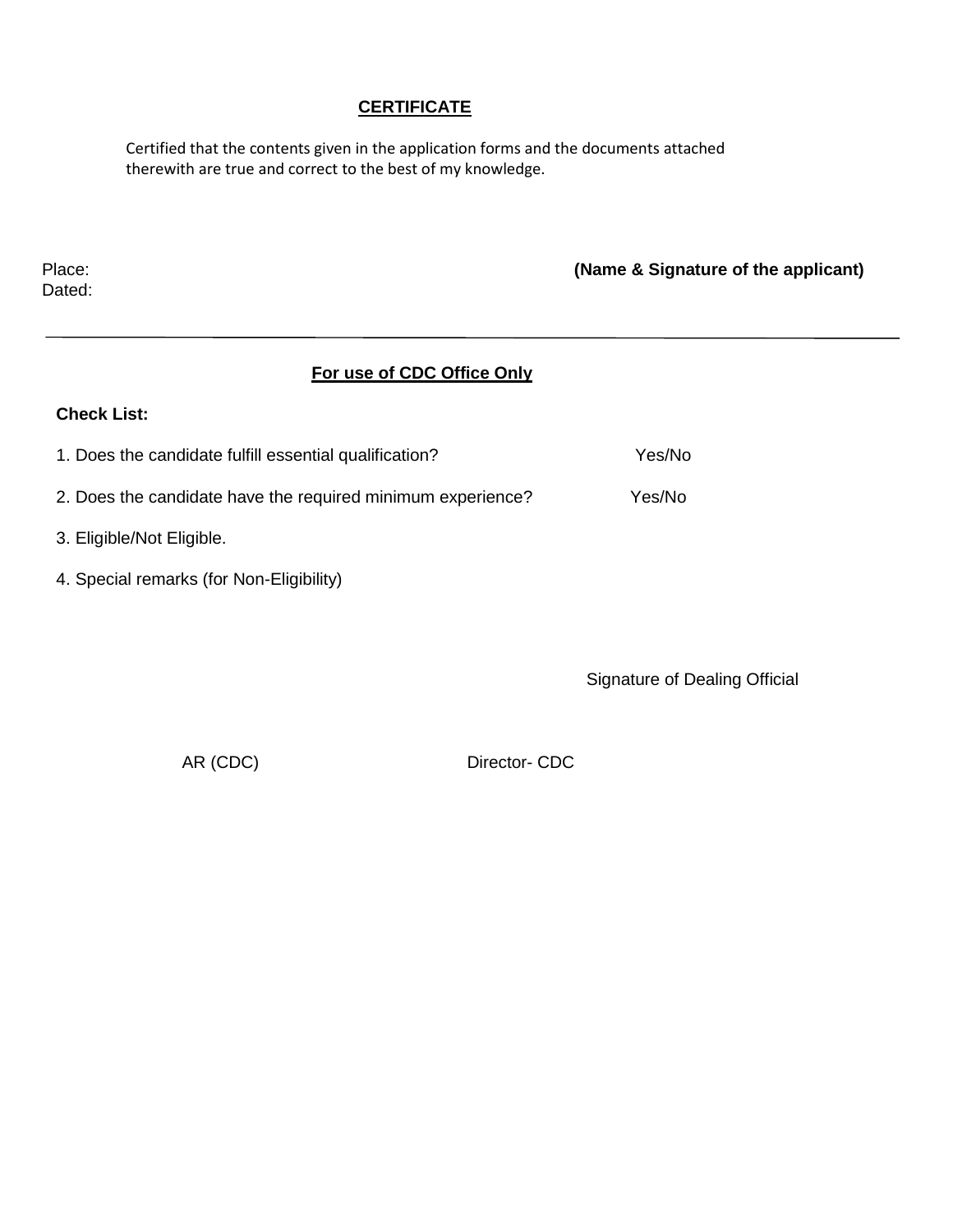## CERTIFICATE

Certified that the contents given in the application forms and the documents attached therewith are true and correct to the best of my knowledge.

Place: **(Name & Signature of the applicant)**
Dated:

---

## For use of CDC Office Only

**Check List:**

1. Does the candidate fulfill essential qualification? Yes/No
2. Does the candidate have the required minimum experience? Yes/No
3. Eligible/Not Eligible.
4. Special remarks (for Non-Eligibility)

Signature of Dealing Official

AR (CDC) Director- CDC